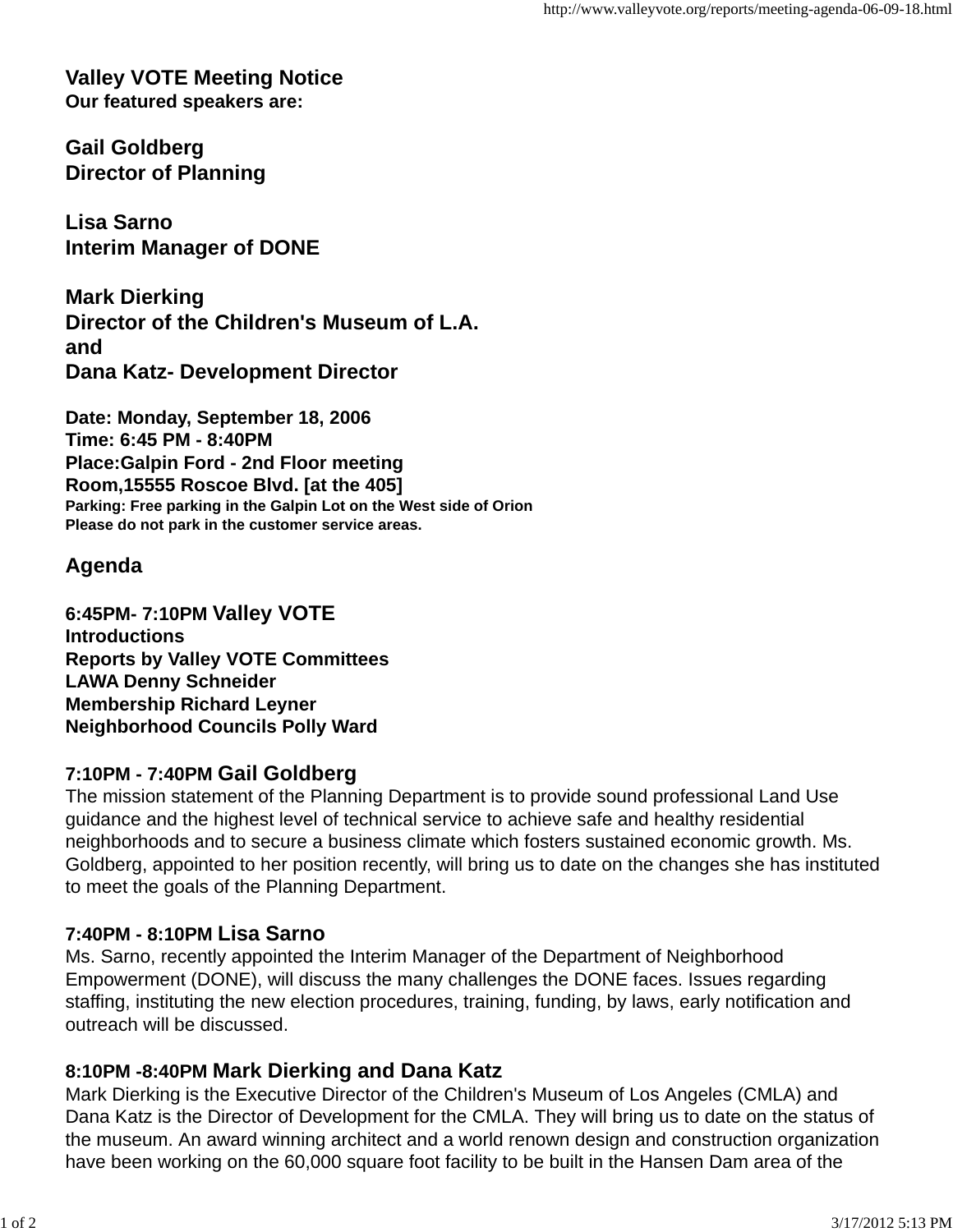## Valley VOTE Meeting Notice

**Our featured speakers are:**

**Gail Goldberg**
**Director of Planning**

**Lisa Sarno**
**Interim Manager of DONE**

**Mark Dierking**
**Director of the Children's Museum of L.A.**
**and**
**Dana Katz- Development Director**

**Date: Monday, September 18, 2006**
**Time: 6:45 PM - 8:40PM**
**Place:Galpin Ford - 2nd Floor meeting Room,15555 Roscoe Blvd. [at the 405]**
**Parking: Free parking in the Galpin Lot on the West side of Orion**
**Please do not park in the customer service areas.**

## Agenda

**6:45PM- 7:10PM Valley VOTE**
**Introductions**
**Reports by Valley VOTE Committees**
**LAWA Denny Schneider**
**Membership Richard Leyner**
**Neighborhood Councils Polly Ward**

**7:10PM - 7:40PM Gail Goldberg**
The mission statement of the Planning Department is to provide sound professional Land Use guidance and the highest level of technical service to achieve safe and healthy residential neighborhoods and to secure a business climate which fosters sustained economic growth. Ms. Goldberg, appointed to her position recently, will bring us to date on the changes she has instituted to meet the goals of the Planning Department.

**7:40PM - 8:10PM Lisa Sarno**
Ms. Sarno, recently appointed the Interim Manager of the Department of Neighborhood Empowerment (DONE), will discuss the many challenges the DONE faces. Issues regarding staffing, instituting the new election procedures, training, funding, by laws, early notification and outreach will be discussed.

**8:10PM -8:40PM Mark Dierking and Dana Katz**
Mark Dierking is the Executive Director of the Children's Museum of Los Angeles (CMLA) and Dana Katz is the Director of Development for the CMLA. They will bring us to date on the status of the museum. An award winning architect and a world renown design and construction organization have been working on the 60,000 square foot facility to be built in the Hansen Dam area of the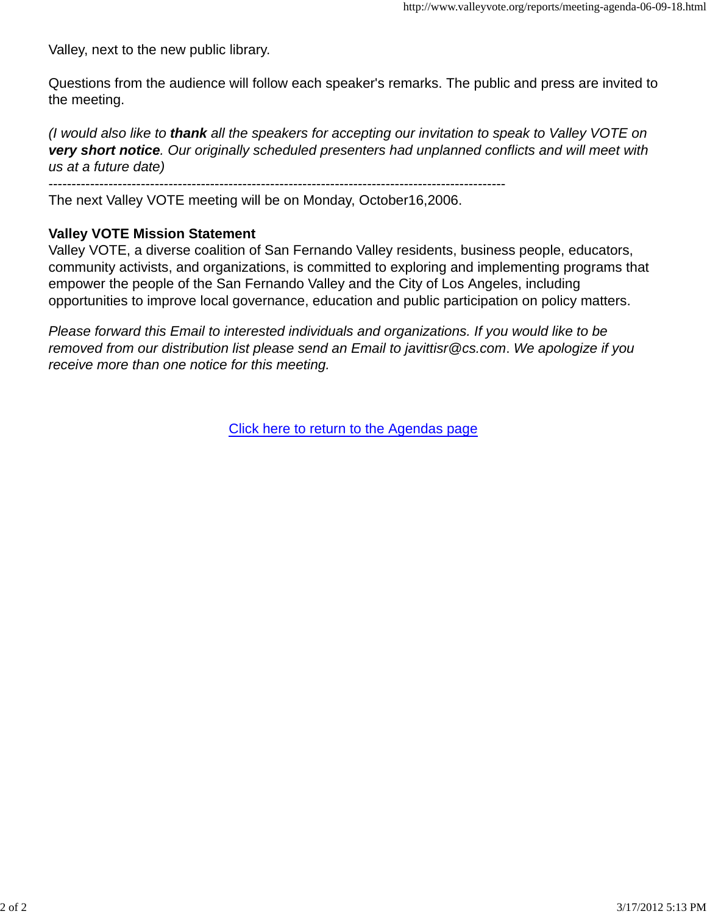Valley, next to the new public library.

Questions from the audience will follow each speaker's remarks. The public and press are invited to the meeting.

*(I would also like to **thank** all the speakers for accepting our invitation to speak to Valley VOTE on **very short notice**. Our originally scheduled presenters had unplanned conflicts and will meet with us at a future date)*

---

The next Valley VOTE meeting will be on Monday, October16,2006.

**Valley VOTE Mission Statement**
Valley VOTE, a diverse coalition of San Fernando Valley residents, business people, educators, community activists, and organizations, is committed to exploring and implementing programs that empower the people of the San Fernando Valley and the City of Los Angeles, including opportunities to improve local governance, education and public participation on policy matters.

*Please forward this Email to interested individuals and organizations. If you would like to be removed from our distribution list please send an Email to javittisr@cs.com. We apologize if you receive more than one notice for this meeting.*

Click here to return to the Agendas page